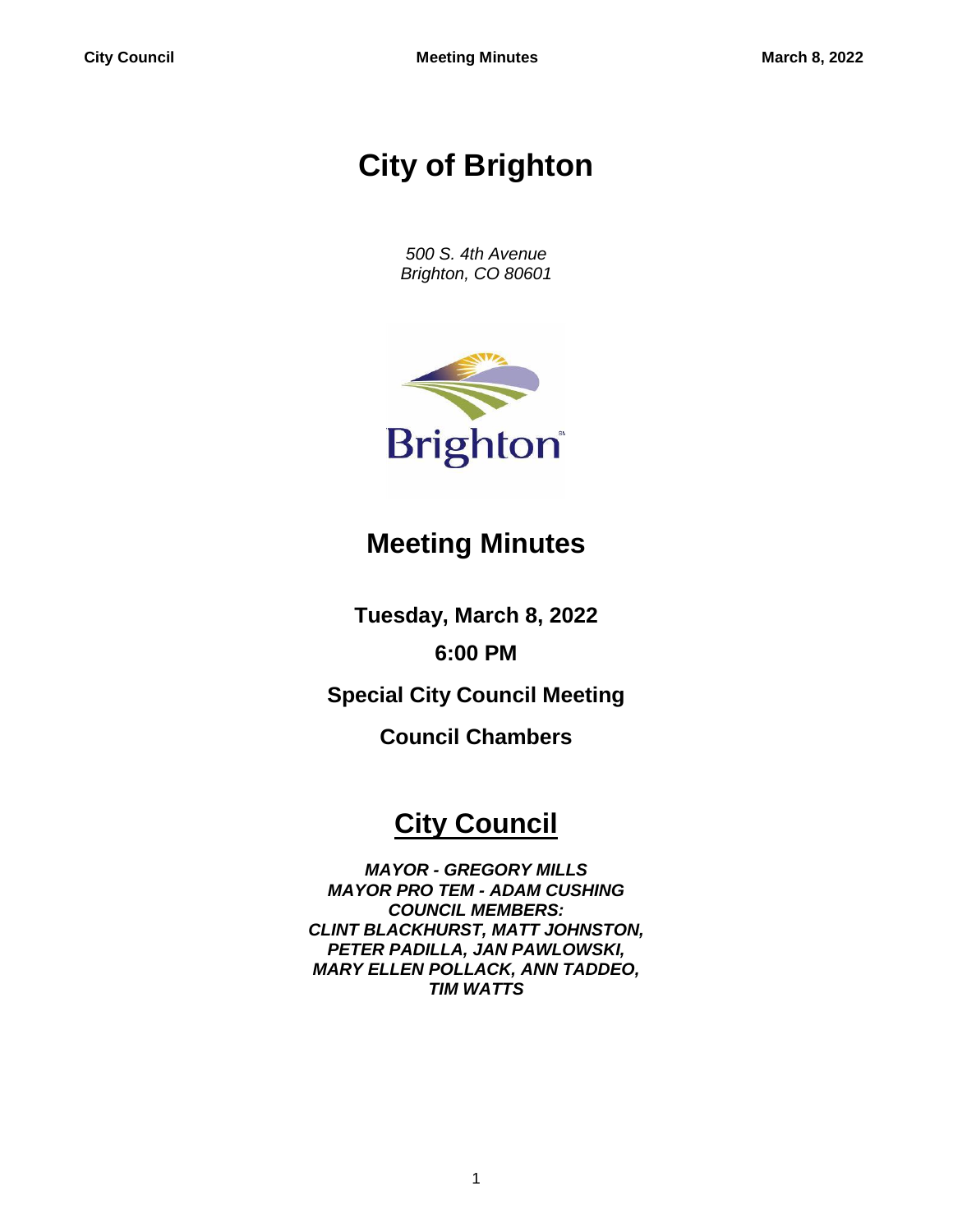# City of Brighton

*500 S. 4th Avenue*
*Brighton, CO 80601*

## Meeting Minutes

**Tuesday, March 8, 2022**

**6:00 PM**

**Special City Council Meeting**

**Council Chambers**

## City Council

***MAYOR - GREGORY MILLS***
***MAYOR PRO TEM - ADAM CUSHING***
***COUNCIL MEMBERS:***
***CLINT BLACKHURST, MATT JOHNSTON,***
***PETER PADILLA, JAN PAWLOWSKI,***
***MARY ELLEN POLLACK, ANN TADDEO,***
***TIM WATTS***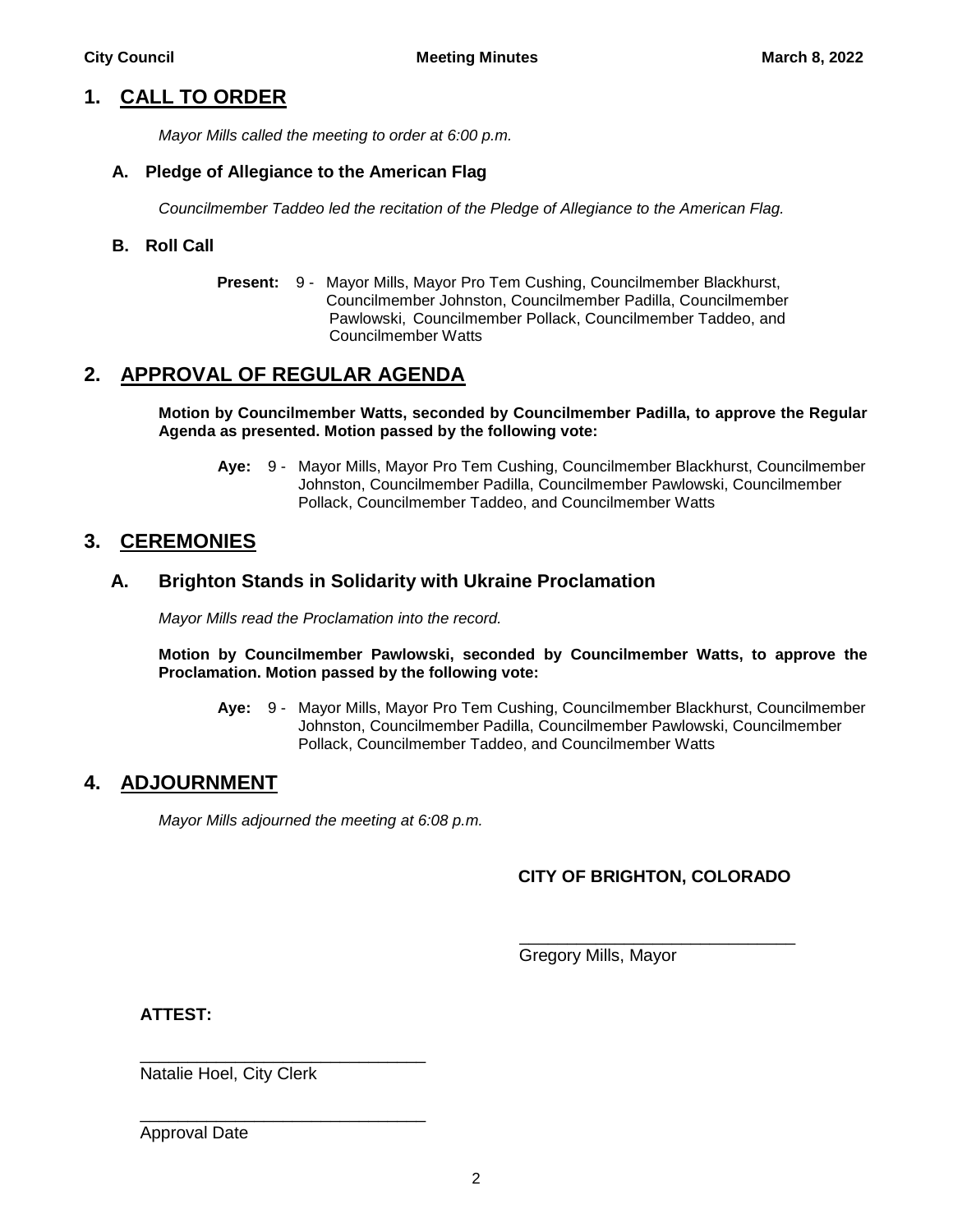## 1. CALL TO ORDER

*Mayor Mills called the meeting to order at 6:00 p.m.*

### A. Pledge of Allegiance to the American Flag

*Councilmember Taddeo led the recitation of the Pledge of Allegiance to the American Flag.*

### B. Roll Call

**Present:** 9 - Mayor Mills, Mayor Pro Tem Cushing, Councilmember Blackhurst, Councilmember Johnston, Councilmember Padilla, Councilmember Pawlowski, Councilmember Pollack, Councilmember Taddeo, and Councilmember Watts

## 2. APPROVAL OF REGULAR AGENDA

**Motion by Councilmember Watts, seconded by Councilmember Padilla, to approve the Regular Agenda as presented. Motion passed by the following vote:**

**Aye:** 9 - Mayor Mills, Mayor Pro Tem Cushing, Councilmember Blackhurst, Councilmember Johnston, Councilmember Padilla, Councilmember Pawlowski, Councilmember Pollack, Councilmember Taddeo, and Councilmember Watts

## 3. CEREMONIES

### A. Brighton Stands in Solidarity with Ukraine Proclamation

*Mayor Mills read the Proclamation into the record.*

**Motion by Councilmember Pawlowski, seconded by Councilmember Watts, to approve the Proclamation. Motion passed by the following vote:**

**Aye:** 9 - Mayor Mills, Mayor Pro Tem Cushing, Councilmember Blackhurst, Councilmember Johnston, Councilmember Padilla, Councilmember Pawlowski, Councilmember Pollack, Councilmember Taddeo, and Councilmember Watts

## 4. ADJOURNMENT

*Mayor Mills adjourned the meeting at 6:08 p.m.*

**CITY OF BRIGHTON, COLORADO**

\_\_\_\_\_\_\_\_\_\_\_\_\_\_\_\_\_\_\_\_\_\_\_\_\_\_\_\_\_\_
Gregory Mills, Mayor

**ATTEST:**

\_\_\_\_\_\_\_\_\_\_\_\_\_\_\_\_\_\_\_\_\_\_\_\_\_\_\_\_\_\_
Natalie Hoel, City Clerk

\_\_\_\_\_\_\_\_\_\_\_\_\_\_\_\_\_\_\_\_\_\_\_\_\_\_\_\_\_\_
Approval Date